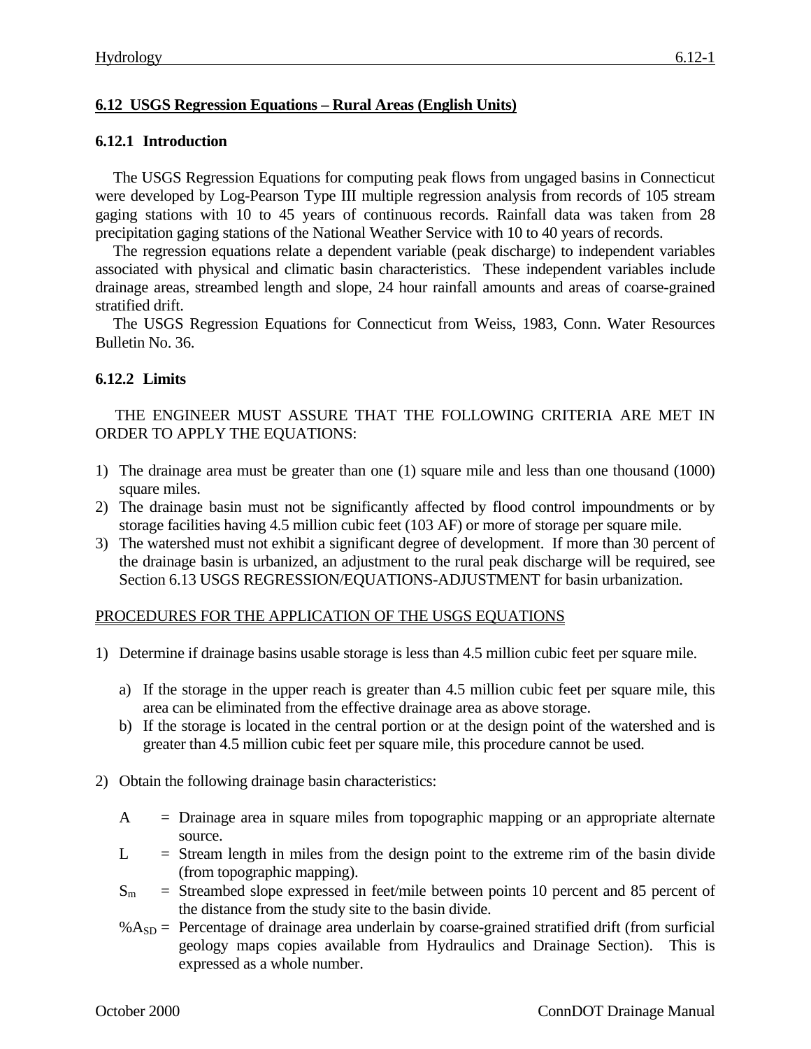## 6.12 USGS Regression Equations – Rural Areas (English Units)

### 6.12.1 Introduction

The USGS Regression Equations for computing peak flows from ungaged basins in Connecticut were developed by Log-Pearson Type III multiple regression analysis from records of 105 stream gaging stations with 10 to 45 years of continuous records. Rainfall data was taken from 28 precipitation gaging stations of the National Weather Service with 10 to 40 years of records.

The regression equations relate a dependent variable (peak discharge) to independent variables associated with physical and climatic basin characteristics. These independent variables include drainage areas, streambed length and slope, 24 hour rainfall amounts and areas of coarse-grained stratified drift.

The USGS Regression Equations for Connecticut from Weiss, 1983, Conn. Water Resources Bulletin No. 36.

### 6.12.2 Limits

THE ENGINEER MUST ASSURE THAT THE FOLLOWING CRITERIA ARE MET IN ORDER TO APPLY THE EQUATIONS:

1) The drainage area must be greater than one (1) square mile and less than one thousand (1000) square miles.
2) The drainage basin must not be significantly affected by flood control impoundments or by storage facilities having 4.5 million cubic feet (103 AF) or more of storage per square mile.
3) The watershed must not exhibit a significant degree of development. If more than 30 percent of the drainage basin is urbanized, an adjustment to the rural peak discharge will be required, see Section 6.13 USGS REGRESSION/EQUATIONS-ADJUSTMENT for basin urbanization.

PROCEDURES FOR THE APPLICATION OF THE USGS EQUATIONS

1) Determine if drainage basins usable storage is less than 4.5 million cubic feet per square mile.

   a) If the storage in the upper reach is greater than 4.5 million cubic feet per square mile, this area can be eliminated from the effective drainage area as above storage.
   b) If the storage is located in the central portion or at the design point of the watershed and is greater than 4.5 million cubic feet per square mile, this procedure cannot be used.

2) Obtain the following drainage basin characteristics:

   - $A$ = Drainage area in square miles from topographic mapping or an appropriate alternate source.
   - $L$ = Stream length in miles from the design point to the extreme rim of the basin divide (from topographic mapping).
   - $S_m$ = Streambed slope expressed in feet/mile between points 10 percent and 85 percent of the distance from the study site to the basin divide.
   - $\%A_{SD}$ = Percentage of drainage area underlain by coarse-grained stratified drift (from surficial geology maps copies available from Hydraulics and Drainage Section). This is expressed as a whole number.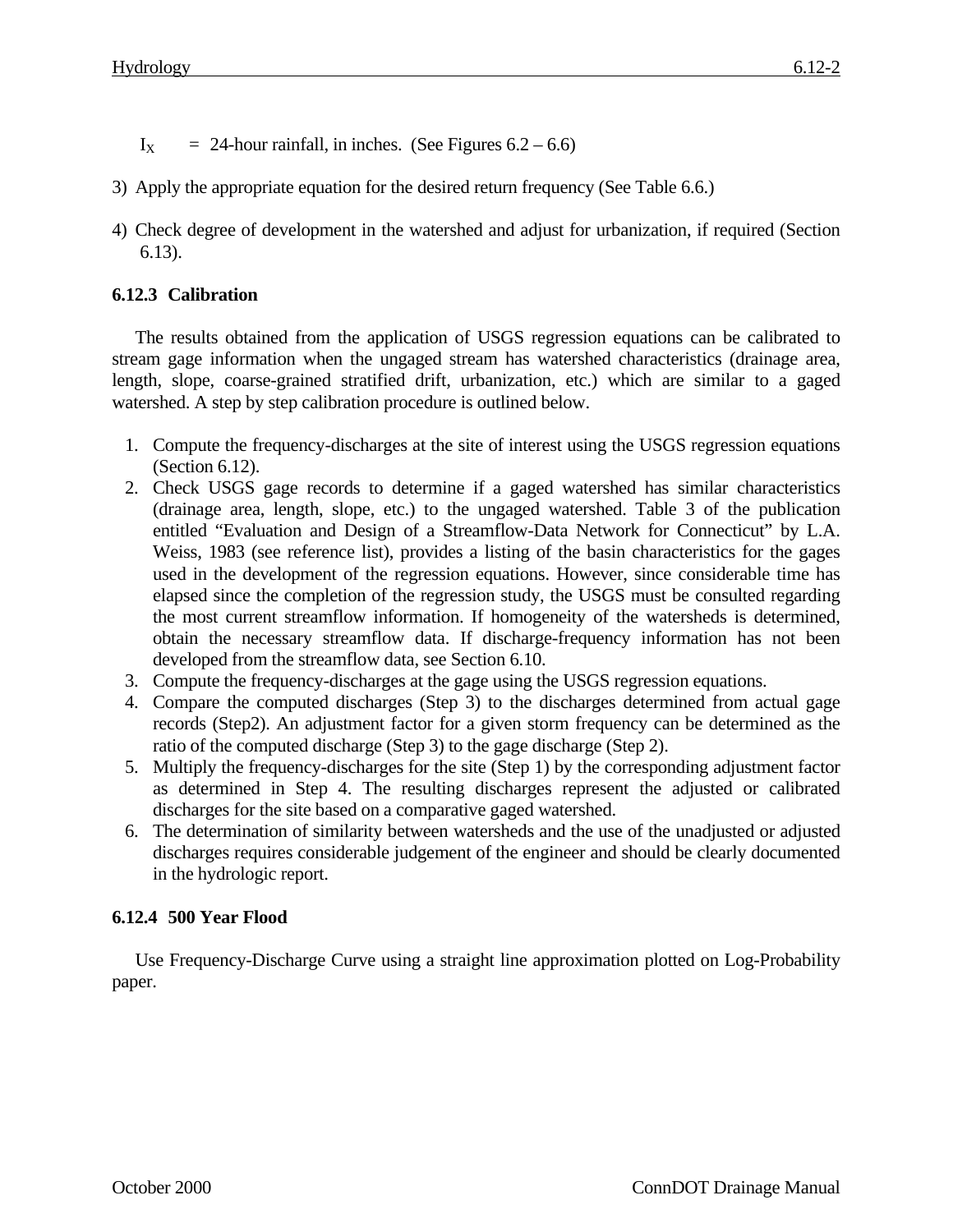$I_X$ = 24-hour rainfall, in inches. (See Figures 6.2 – 6.6)

3) Apply the appropriate equation for the desired return frequency (See Table 6.6.)

4) Check degree of development in the watershed and adjust for urbanization, if required (Section 6.13).

### 6.12.3 Calibration

The results obtained from the application of USGS regression equations can be calibrated to stream gage information when the ungaged stream has watershed characteristics (drainage area, length, slope, coarse-grained stratified drift, urbanization, etc.) which are similar to a gaged watershed. A step by step calibration procedure is outlined below.

1. Compute the frequency-discharges at the site of interest using the USGS regression equations (Section 6.12).
2. Check USGS gage records to determine if a gaged watershed has similar characteristics (drainage area, length, slope, etc.) to the ungaged watershed. Table 3 of the publication entitled "Evaluation and Design of a Streamflow-Data Network for Connecticut" by L.A. Weiss, 1983 (see reference list), provides a listing of the basin characteristics for the gages used in the development of the regression equations. However, since considerable time has elapsed since the completion of the regression study, the USGS must be consulted regarding the most current streamflow information. If homogeneity of the watersheds is determined, obtain the necessary streamflow data. If discharge-frequency information has not been developed from the streamflow data, see Section 6.10.
3. Compute the frequency-discharges at the gage using the USGS regression equations.
4. Compare the computed discharges (Step 3) to the discharges determined from actual gage records (Step2). An adjustment factor for a given storm frequency can be determined as the ratio of the computed discharge (Step 3) to the gage discharge (Step 2).
5. Multiply the frequency-discharges for the site (Step 1) by the corresponding adjustment factor as determined in Step 4. The resulting discharges represent the adjusted or calibrated discharges for the site based on a comparative gaged watershed.
6. The determination of similarity between watersheds and the use of the unadjusted or adjusted discharges requires considerable judgement of the engineer and should be clearly documented in the hydrologic report.

### 6.12.4 500 Year Flood

Use Frequency-Discharge Curve using a straight line approximation plotted on Log-Probability paper.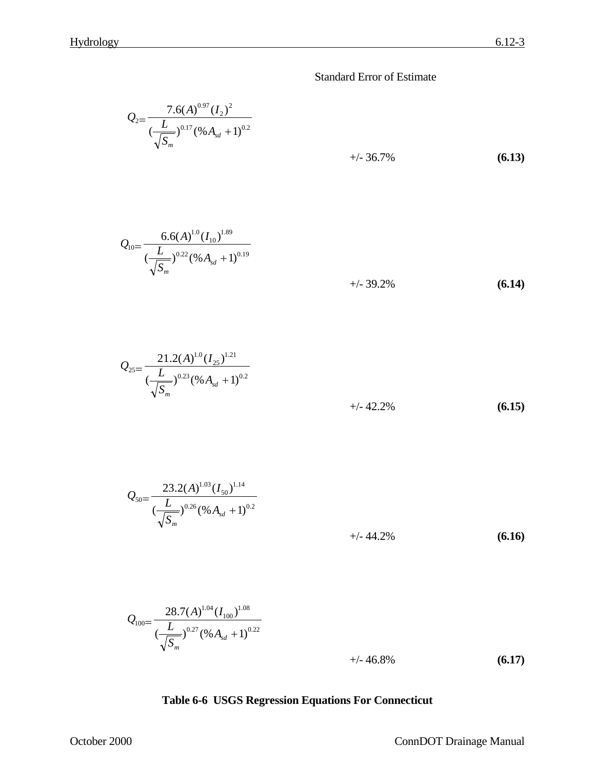Standard Error of Estimate

$$Q_2 = \frac{7.6(A)^{0.97}(I_2)^2}{(\frac{L}{\sqrt{S_m}})^{0.17}(\%A_{sd}+1)^{0.2}}$$

+/- 36.7% **(6.13)**

$$Q_{10} = \frac{6.6(A)^{1.0}(I_{10})^{1.89}}{(\frac{L}{\sqrt{S_m}})^{0.22}(\%A_{sd}+1)^{0.19}}$$

+/- 39.2% **(6.14)**

$$Q_{25} = \frac{21.2(A)^{1.0}(I_{25})^{1.21}}{(\frac{L}{\sqrt{S_m}})^{0.23}(\%A_{sd}+1)^{0.2}}$$

+/- 42.2% **(6.15)**

$$Q_{50} = \frac{23.2(A)^{1.03}(I_{50})^{1.14}}{(\frac{L}{\sqrt{S_m}})^{0.26}(\%A_{sd}+1)^{0.2}}$$

+/- 44.2% **(6.16)**

$$Q_{100} = \frac{28.7(A)^{1.04}(I_{100})^{1.08}}{(\frac{L}{\sqrt{S_m}})^{0.27}(\%A_{sd}+1)^{0.22}}$$

+/- 46.8% **(6.17)**

**Table 6-6 USGS Regression Equations For Connecticut**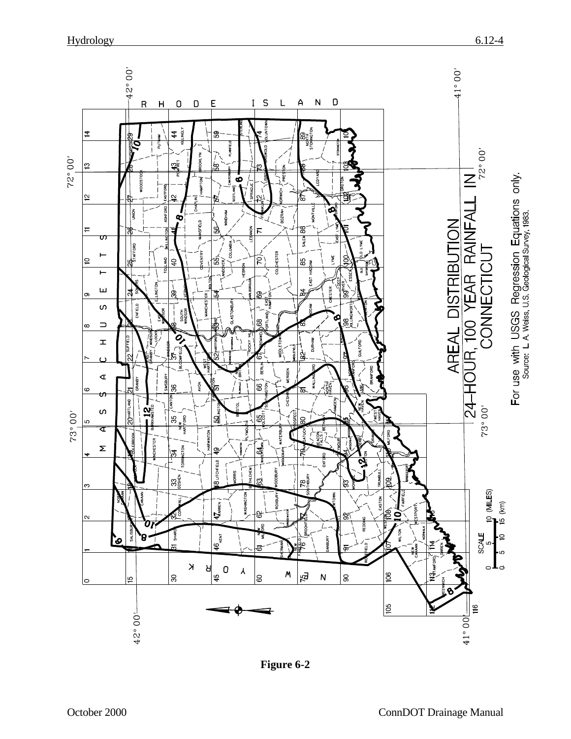AREAL DISTRIBUTION

24-HOUR, 100 YEAR RAINFALL IN CONNECTICUT

For use with USGS Regression Equations only.

Source: L. A. Weiss, U.S. Geological Survey, 1983.

**Figure 6-2**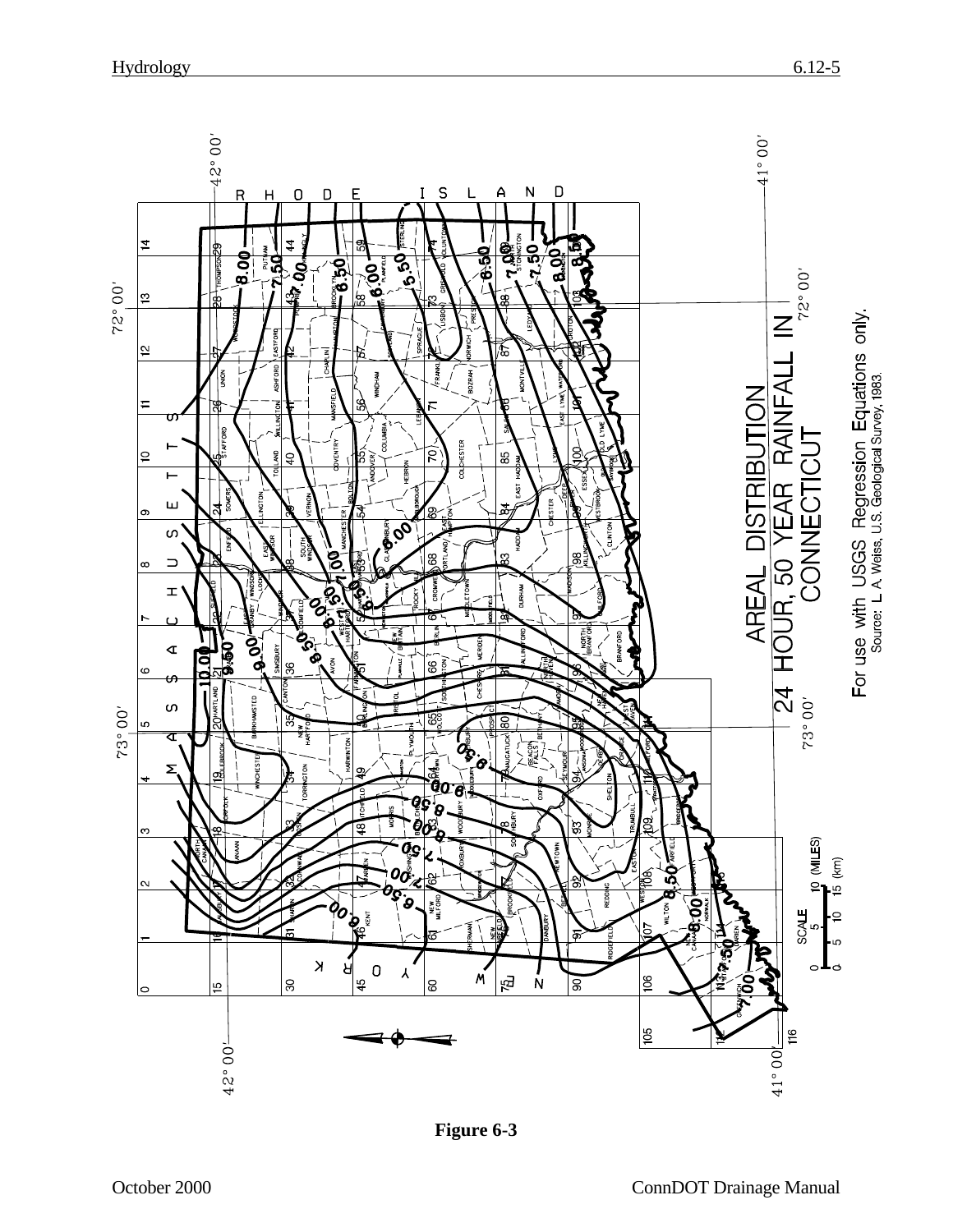AREAL DISTRIBUTION

24 HOUR, 50 YEAR RAINFALL IN CONNECTICUT

For use with USGS Regression Equations only.

Source: L. A. Weiss, U.S. Geological Survey, 1983.

**Figure 6-3**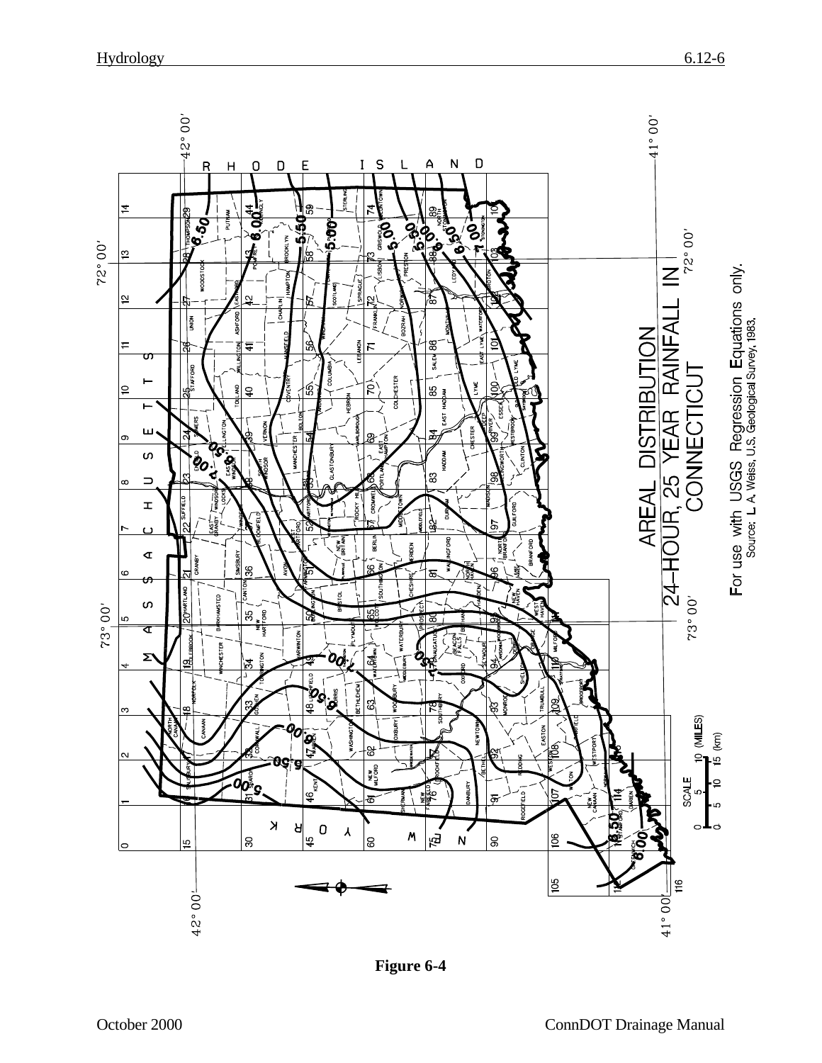AREAL DISTRIBUTION

24–HOUR, 25 YEAR RAINFALL IN CONNECTICUT

For use with USGS Regression Equations only.

Source: L. A. Weiss, U.S. Geological Survey, 1983.

**Figure 6-4**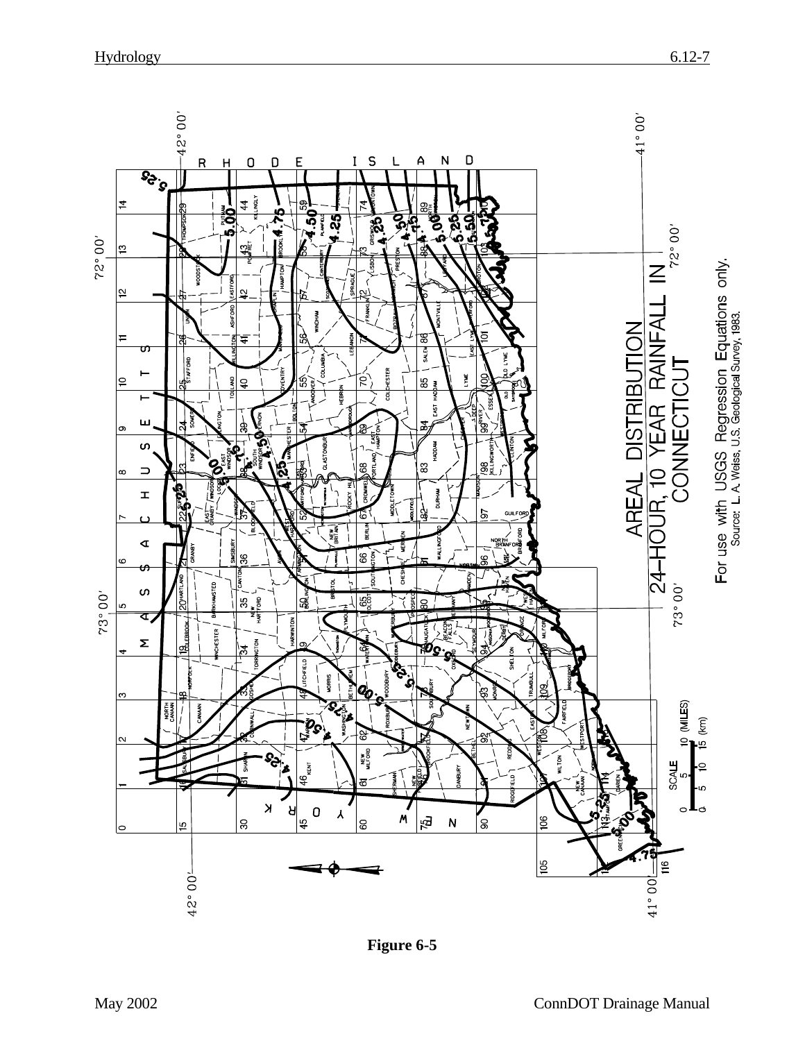**AREAL DISTRIBUTION 24-HOUR, 10 YEAR RAINFALL IN CONNECTICUT**

For use with USGS Regression Equations only.

Source: L. A. Weiss, U.S. Geological Survey, 1983.

**Figure 6-5**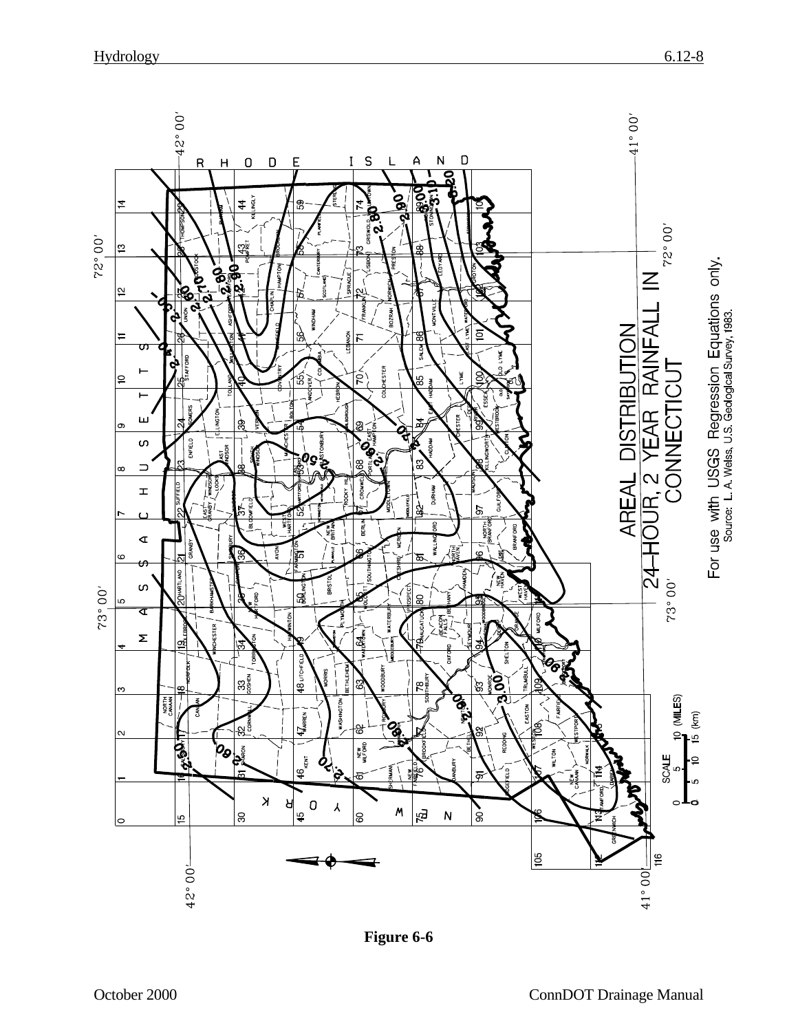AREAL DISTRIBUTION
24–HOUR, 2 YEAR RAINFALL IN
CONNECTICUT

For use with USGS Regression Equations only.
Source: L. A. Weiss, U.S. Geological Survey, 1983.

Figure 6-6